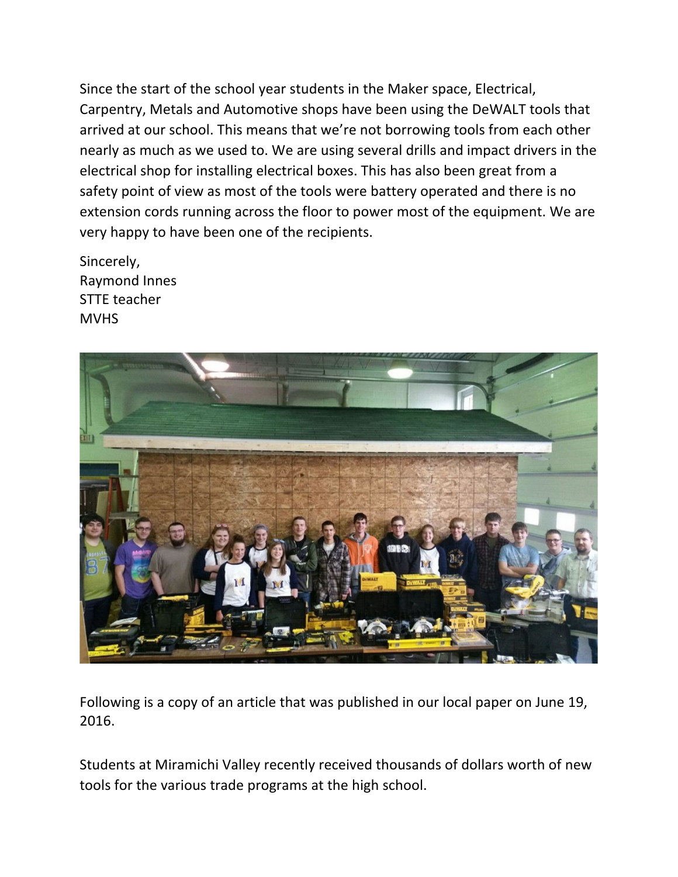Since the start of the school year students in the Maker space, Electrical, Carpentry, Metals and Automotive shops have been using the DeWALT tools that arrived at our school. This means that we're not borrowing tools from each other nearly as much as we used to. We are using several drills and impact drivers in the electrical shop for installing electrical boxes. This has also been great from a safety point of view as most of the tools were battery operated and there is no extension cords running across the floor to power most of the equipment. We are very happy to have been one of the recipients.

Sincerely,
Raymond Innes
STTE teacher
MVHS

Following is a copy of an article that was published in our local paper on June 19, 2016.

Students at Miramichi Valley recently received thousands of dollars worth of new tools for the various trade programs at the high school.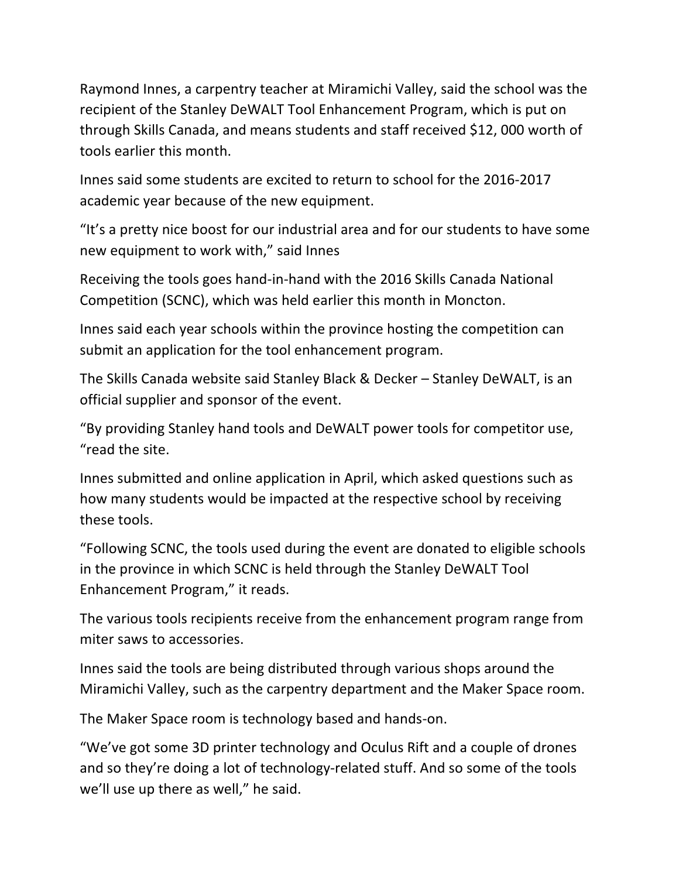Raymond Innes, a carpentry teacher at Miramichi Valley, said the school was the recipient of the Stanley DeWALT Tool Enhancement Program, which is put on through Skills Canada, and means students and staff received $12, 000 worth of tools earlier this month.

Innes said some students are excited to return to school for the 2016-2017 academic year because of the new equipment.

“It’s a pretty nice boost for our industrial area and for our students to have some new equipment to work with,” said Innes

Receiving the tools goes hand-in-hand with the 2016 Skills Canada National Competition (SCNC), which was held earlier this month in Moncton.

Innes said each year schools within the province hosting the competition can submit an application for the tool enhancement program.

The Skills Canada website said Stanley Black & Decker – Stanley DeWALT, is an official supplier and sponsor of the event.

“By providing Stanley hand tools and DeWALT power tools for competitor use, “read the site.

Innes submitted and online application in April, which asked questions such as how many students would be impacted at the respective school by receiving these tools.

“Following SCNC, the tools used during the event are donated to eligible schools in the province in which SCNC is held through the Stanley DeWALT Tool Enhancement Program,” it reads.

The various tools recipients receive from the enhancement program range from miter saws to accessories.

Innes said the tools are being distributed through various shops around the Miramichi Valley, such as the carpentry department and the Maker Space room.

The Maker Space room is technology based and hands-on.

“We’ve got some 3D printer technology and Oculus Rift and a couple of drones and so they’re doing a lot of technology-related stuff. And so some of the tools we’ll use up there as well,” he said.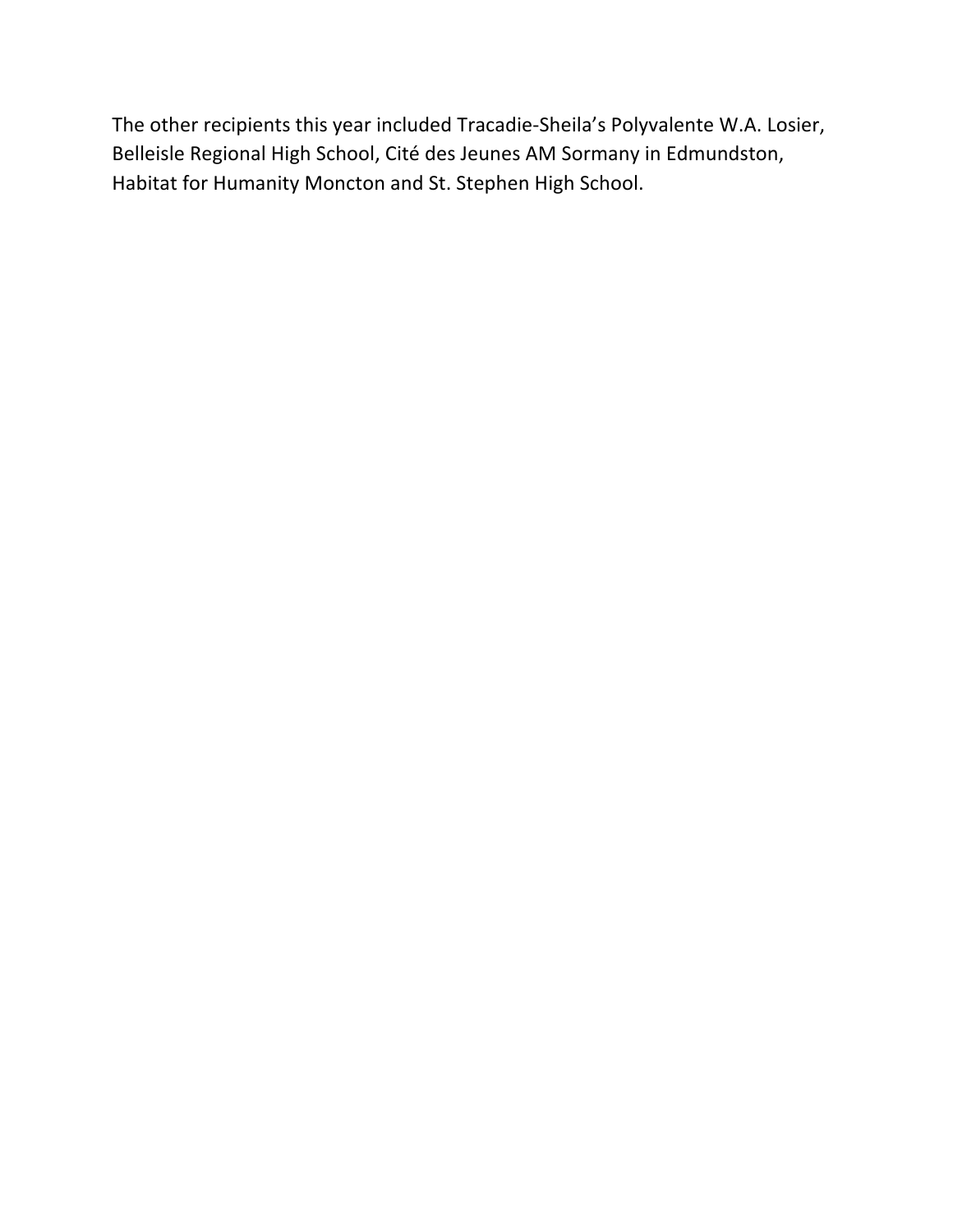The other recipients this year included Tracadie-Sheila's Polyvalente W.A. Losier, Belleisle Regional High School, Cité des Jeunes AM Sormany in Edmundston, Habitat for Humanity Moncton and St. Stephen High School.